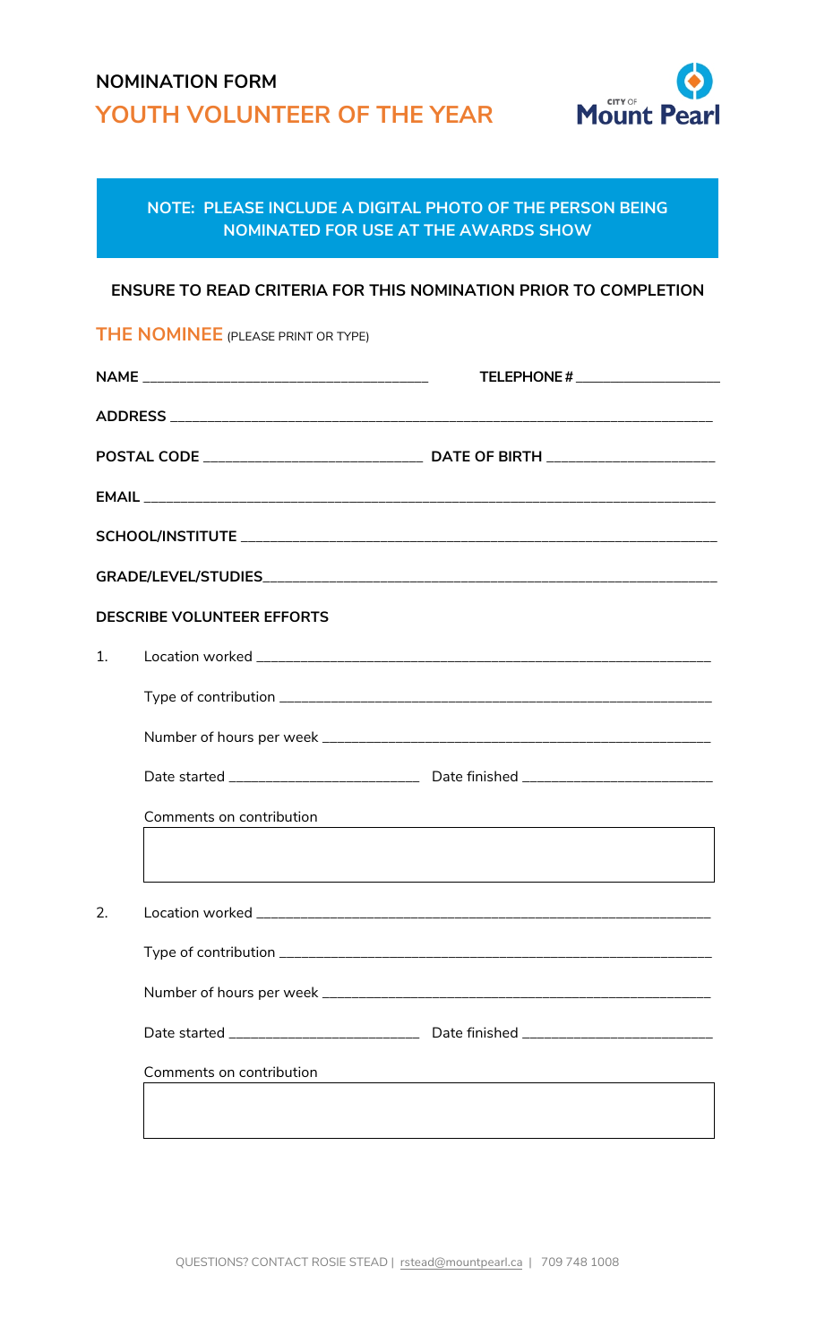# NOMINATION FORM

## YOUTH VOLUNTEER OF THE YEAR

City of Mount Pearl

**NOTE: PLEASE INCLUDE A DIGITAL PHOTO OF THE PERSON BEING NOMINATED FOR USE AT THE AWARDS SHOW**

**ENSURE TO READ CRITERIA FOR THIS NOMINATION PRIOR TO COMPLETION**

## THE NOMINEE (PLEASE PRINT OR TYPE)

**NAME** ________________________________ **TELEPHONE #** ________________

**ADDRESS** ________________________________________________________________

**POSTAL CODE** ________________________ **DATE OF BIRTH** ____________________

**EMAIL** __________________________________________________________________

**SCHOOL/INSTITUTE** _______________________________________________________

**GRADE/LEVEL/STUDIES** ____________________________________________________

**DESCRIBE VOLUNTEER EFFORTS**

1. Location worked _______________________________________________________

   Type of contribution ___________________________________________________

   Number of hours per week _______________________________________________

   Date started ______________________ Date finished ______________________

   Comments on contribution

2. Location worked _______________________________________________________

   Type of contribution ___________________________________________________

   Number of hours per week _______________________________________________

   Date started ______________________ Date finished ______________________

   Comments on contribution

QUESTIONS? CONTACT ROSIE STEAD | rstead@mountpearl.ca | 709 748 1008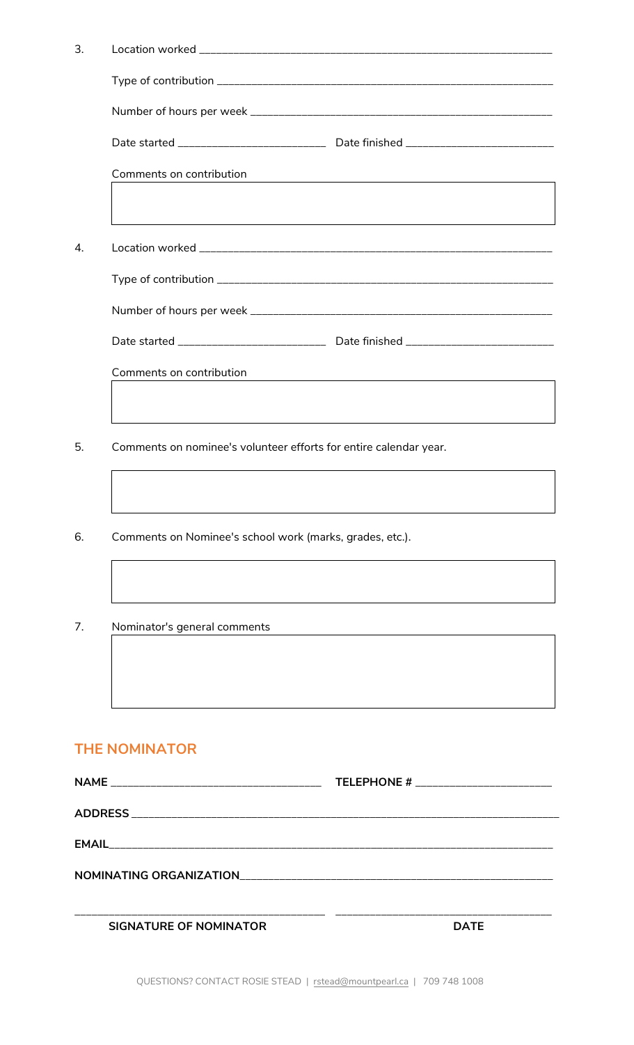3. Location worked ______________________________

   Type of contribution ______________________________

   Number of hours per week ______________________________

   Date started ____________________ Date finished ____________________

   Comments on contribution

4. Location worked ______________________________

   Type of contribution ______________________________

   Number of hours per week ______________________________

   Date started ____________________ Date finished ____________________

   Comments on contribution

5. Comments on nominee's volunteer efforts for entire calendar year.

6. Comments on Nominee's school work (marks, grades, etc.).

7. Nominator's general comments

## THE NOMINATOR

**NAME** ______________________________ **TELEPHONE #** ____________________

**ADDRESS** ______________________________

**EMAIL** ______________________________

**NOMINATING ORGANIZATION** ______________________________

______________________________ ______________________________

**SIGNATURE OF NOMINATOR** **DATE**

QUESTIONS? CONTACT ROSIE STEAD | rstead@mountpearl.ca | 709 748 1008